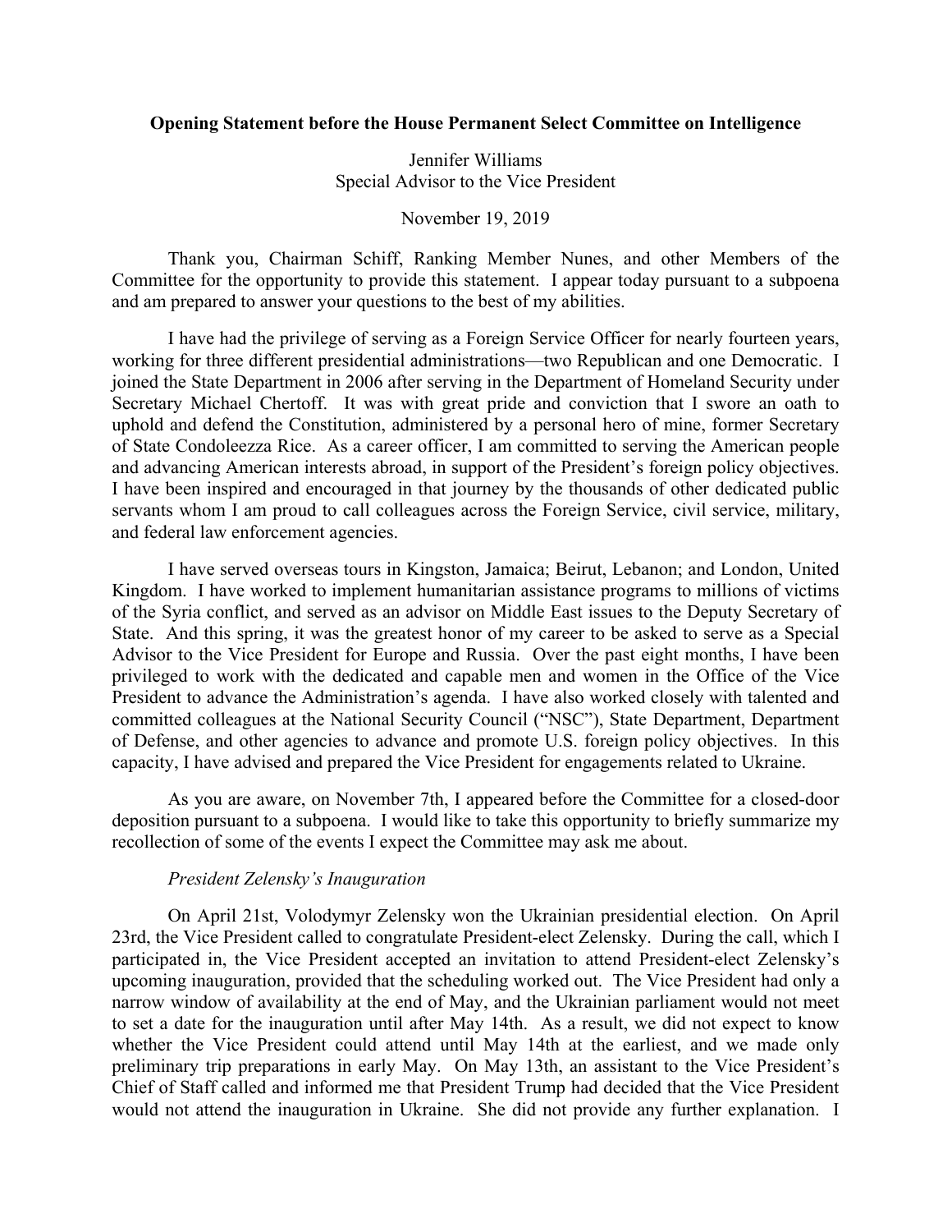**Opening Statement before the House Permanent Select Committee on Intelligence**

Jennifer Williams
Special Advisor to the Vice President

November 19, 2019

Thank you, Chairman Schiff, Ranking Member Nunes, and other Members of the Committee for the opportunity to provide this statement. I appear today pursuant to a subpoena and am prepared to answer your questions to the best of my abilities.

I have had the privilege of serving as a Foreign Service Officer for nearly fourteen years, working for three different presidential administrations—two Republican and one Democratic. I joined the State Department in 2006 after serving in the Department of Homeland Security under Secretary Michael Chertoff. It was with great pride and conviction that I swore an oath to uphold and defend the Constitution, administered by a personal hero of mine, former Secretary of State Condoleezza Rice. As a career officer, I am committed to serving the American people and advancing American interests abroad, in support of the President's foreign policy objectives. I have been inspired and encouraged in that journey by the thousands of other dedicated public servants whom I am proud to call colleagues across the Foreign Service, civil service, military, and federal law enforcement agencies.

I have served overseas tours in Kingston, Jamaica; Beirut, Lebanon; and London, United Kingdom. I have worked to implement humanitarian assistance programs to millions of victims of the Syria conflict, and served as an advisor on Middle East issues to the Deputy Secretary of State. And this spring, it was the greatest honor of my career to be asked to serve as a Special Advisor to the Vice President for Europe and Russia. Over the past eight months, I have been privileged to work with the dedicated and capable men and women in the Office of the Vice President to advance the Administration's agenda. I have also worked closely with talented and committed colleagues at the National Security Council ("NSC"), State Department, Department of Defense, and other agencies to advance and promote U.S. foreign policy objectives. In this capacity, I have advised and prepared the Vice President for engagements related to Ukraine.

As you are aware, on November 7th, I appeared before the Committee for a closed-door deposition pursuant to a subpoena. I would like to take this opportunity to briefly summarize my recollection of some of the events I expect the Committee may ask me about.

*President Zelensky's Inauguration*

On April 21st, Volodymyr Zelensky won the Ukrainian presidential election. On April 23rd, the Vice President called to congratulate President-elect Zelensky. During the call, which I participated in, the Vice President accepted an invitation to attend President-elect Zelensky's upcoming inauguration, provided that the scheduling worked out. The Vice President had only a narrow window of availability at the end of May, and the Ukrainian parliament would not meet to set a date for the inauguration until after May 14th. As a result, we did not expect to know whether the Vice President could attend until May 14th at the earliest, and we made only preliminary trip preparations in early May. On May 13th, an assistant to the Vice President's Chief of Staff called and informed me that President Trump had decided that the Vice President would not attend the inauguration in Ukraine. She did not provide any further explanation. I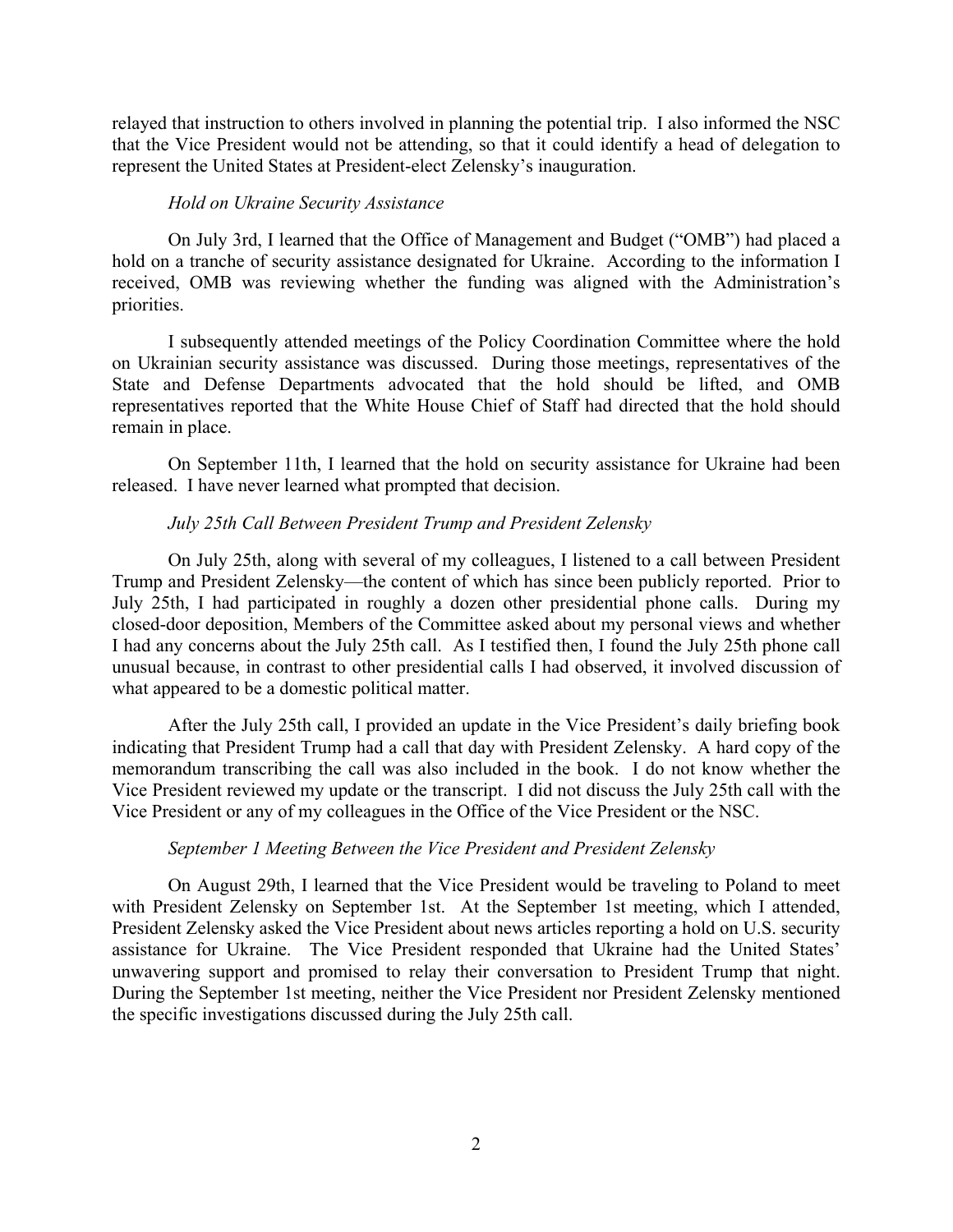relayed that instruction to others involved in planning the potential trip. I also informed the NSC that the Vice President would not be attending, so that it could identify a head of delegation to represent the United States at President-elect Zelensky's inauguration.

*Hold on Ukraine Security Assistance*

On July 3rd, I learned that the Office of Management and Budget ("OMB") had placed a hold on a tranche of security assistance designated for Ukraine. According to the information I received, OMB was reviewing whether the funding was aligned with the Administration's priorities.

I subsequently attended meetings of the Policy Coordination Committee where the hold on Ukrainian security assistance was discussed. During those meetings, representatives of the State and Defense Departments advocated that the hold should be lifted, and OMB representatives reported that the White House Chief of Staff had directed that the hold should remain in place.

On September 11th, I learned that the hold on security assistance for Ukraine had been released. I have never learned what prompted that decision.

*July 25th Call Between President Trump and President Zelensky*

On July 25th, along with several of my colleagues, I listened to a call between President Trump and President Zelensky—the content of which has since been publicly reported. Prior to July 25th, I had participated in roughly a dozen other presidential phone calls. During my closed-door deposition, Members of the Committee asked about my personal views and whether I had any concerns about the July 25th call. As I testified then, I found the July 25th phone call unusual because, in contrast to other presidential calls I had observed, it involved discussion of what appeared to be a domestic political matter.

After the July 25th call, I provided an update in the Vice President's daily briefing book indicating that President Trump had a call that day with President Zelensky. A hard copy of the memorandum transcribing the call was also included in the book. I do not know whether the Vice President reviewed my update or the transcript. I did not discuss the July 25th call with the Vice President or any of my colleagues in the Office of the Vice President or the NSC.

*September 1 Meeting Between the Vice President and President Zelensky*

On August 29th, I learned that the Vice President would be traveling to Poland to meet with President Zelensky on September 1st. At the September 1st meeting, which I attended, President Zelensky asked the Vice President about news articles reporting a hold on U.S. security assistance for Ukraine. The Vice President responded that Ukraine had the United States' unwavering support and promised to relay their conversation to President Trump that night. During the September 1st meeting, neither the Vice President nor President Zelensky mentioned the specific investigations discussed during the July 25th call.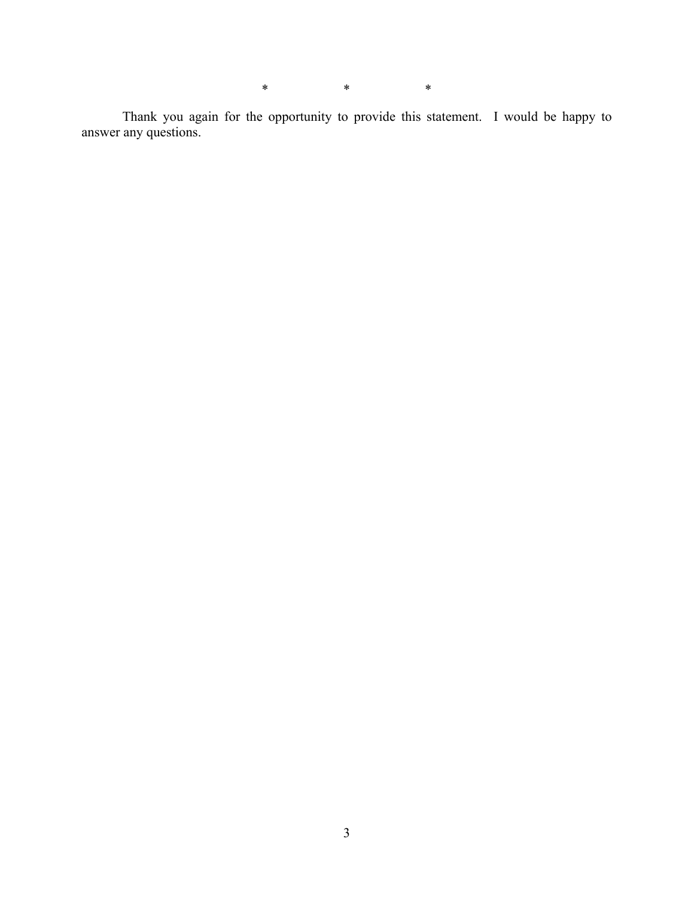*                    *                    *

Thank you again for the opportunity to provide this statement. I would be happy to answer any questions.